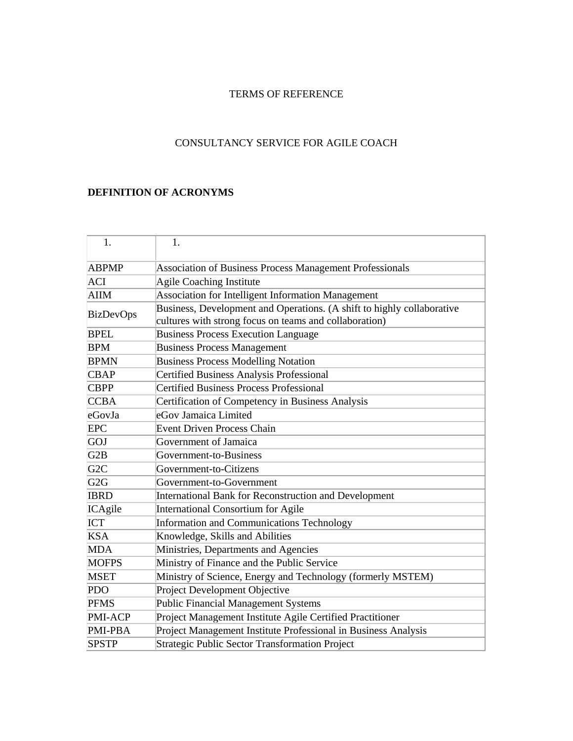TERMS OF REFERENCE

CONSULTANCY SERVICE FOR AGILE COACH

**DEFINITION OF ACRONYMS**

| 1. | 1. |
|---|---|
| ABPMP | Association of Business Process Management Professionals |
| ACI | Agile Coaching Institute |
| AIIM | Association for Intelligent Information Management |
| BizDevOps | Business, Development and Operations. (A shift to highly collaborative cultures with strong focus on teams and collaboration) |
| BPEL | Business Process Execution Language |
| BPM | Business Process Management |
| BPMN | Business Process Modelling Notation |
| CBAP | Certified Business Analysis Professional |
| CBPP | Certified Business Process Professional |
| CCBA | Certification of Competency in Business Analysis |
| eGovJa | eGov Jamaica Limited |
| EPC | Event Driven Process Chain |
| GOJ | Government of Jamaica |
| G2B | Government-to-Business |
| G2C | Government-to-Citizens |
| G2G | Government-to-Government |
| IBRD | International Bank for Reconstruction and Development |
| ICAgile | International Consortium for Agile |
| ICT | Information and Communications Technology |
| KSA | Knowledge, Skills and Abilities |
| MDA | Ministries, Departments and Agencies |
| MOFPS | Ministry of Finance and the Public Service |
| MSET | Ministry of Science, Energy and Technology (formerly MSTEM) |
| PDO | Project Development Objective |
| PFMS | Public Financial Management Systems |
| PMI-ACP | Project Management Institute Agile Certified Practitioner |
| PMI-PBA | Project Management Institute Professional in Business Analysis |
| SPSTP | Strategic Public Sector Transformation Project |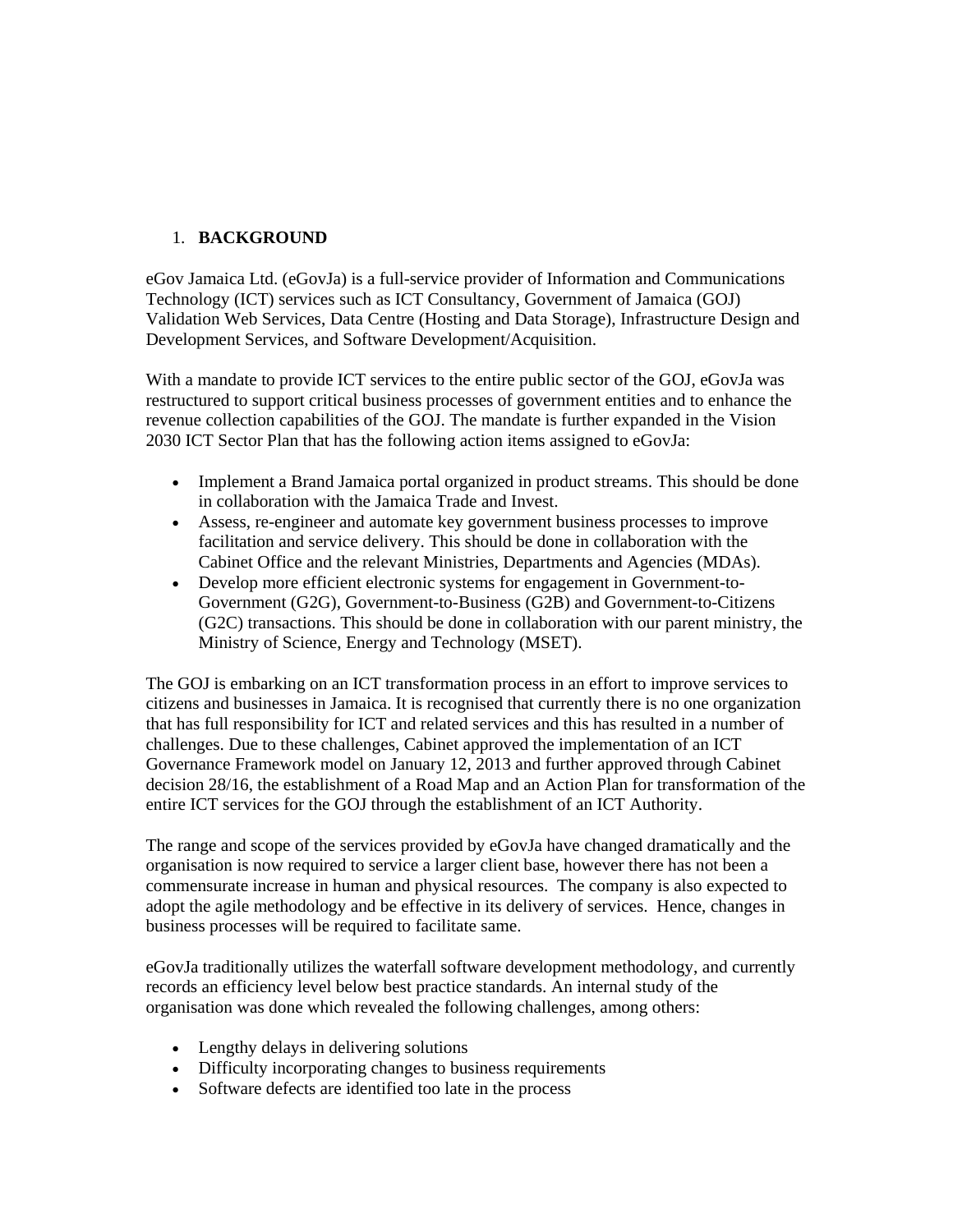## 1. BACKGROUND

eGov Jamaica Ltd. (eGovJa) is a full-service provider of Information and Communications Technology (ICT) services such as ICT Consultancy, Government of Jamaica (GOJ) Validation Web Services, Data Centre (Hosting and Data Storage), Infrastructure Design and Development Services, and Software Development/Acquisition.

With a mandate to provide ICT services to the entire public sector of the GOJ, eGovJa was restructured to support critical business processes of government entities and to enhance the revenue collection capabilities of the GOJ. The mandate is further expanded in the Vision 2030 ICT Sector Plan that has the following action items assigned to eGovJa:

- Implement a Brand Jamaica portal organized in product streams. This should be done in collaboration with the Jamaica Trade and Invest.
- Assess, re-engineer and automate key government business processes to improve facilitation and service delivery. This should be done in collaboration with the Cabinet Office and the relevant Ministries, Departments and Agencies (MDAs).
- Develop more efficient electronic systems for engagement in Government-to-Government (G2G), Government-to-Business (G2B) and Government-to-Citizens (G2C) transactions. This should be done in collaboration with our parent ministry, the Ministry of Science, Energy and Technology (MSET).

The GOJ is embarking on an ICT transformation process in an effort to improve services to citizens and businesses in Jamaica. It is recognised that currently there is no one organization that has full responsibility for ICT and related services and this has resulted in a number of challenges. Due to these challenges, Cabinet approved the implementation of an ICT Governance Framework model on January 12, 2013 and further approved through Cabinet decision 28/16, the establishment of a Road Map and an Action Plan for transformation of the entire ICT services for the GOJ through the establishment of an ICT Authority.

The range and scope of the services provided by eGovJa have changed dramatically and the organisation is now required to service a larger client base, however there has not been a commensurate increase in human and physical resources. The company is also expected to adopt the agile methodology and be effective in its delivery of services. Hence, changes in business processes will be required to facilitate same.

eGovJa traditionally utilizes the waterfall software development methodology, and currently records an efficiency level below best practice standards. An internal study of the organisation was done which revealed the following challenges, among others:

- Lengthy delays in delivering solutions
- Difficulty incorporating changes to business requirements
- Software defects are identified too late in the process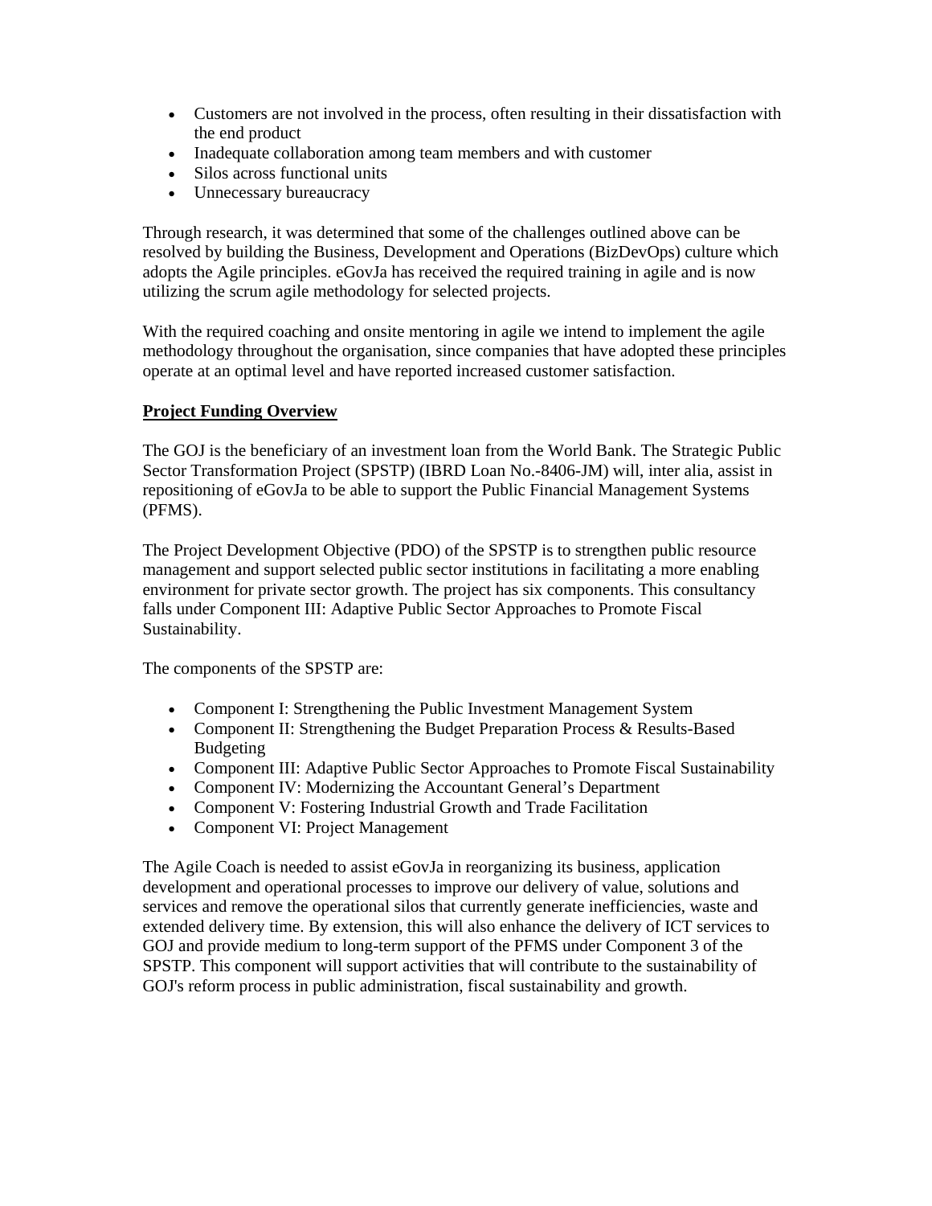- Customers are not involved in the process, often resulting in their dissatisfaction with the end product
- Inadequate collaboration among team members and with customer
- Silos across functional units
- Unnecessary bureaucracy

Through research, it was determined that some of the challenges outlined above can be resolved by building the Business, Development and Operations (BizDevOps) culture which adopts the Agile principles. eGovJa has received the required training in agile and is now utilizing the scrum agile methodology for selected projects.

With the required coaching and onsite mentoring in agile we intend to implement the agile methodology throughout the organisation, since companies that have adopted these principles operate at an optimal level and have reported increased customer satisfaction.

**Project Funding Overview**

The GOJ is the beneficiary of an investment loan from the World Bank. The Strategic Public Sector Transformation Project (SPSTP) (IBRD Loan No.-8406-JM) will, inter alia, assist in repositioning of eGovJa to be able to support the Public Financial Management Systems (PFMS).

The Project Development Objective (PDO) of the SPSTP is to strengthen public resource management and support selected public sector institutions in facilitating a more enabling environment for private sector growth. The project has six components. This consultancy falls under Component III: Adaptive Public Sector Approaches to Promote Fiscal Sustainability.

The components of the SPSTP are:

- Component I: Strengthening the Public Investment Management System
- Component II: Strengthening the Budget Preparation Process & Results-Based Budgeting
- Component III: Adaptive Public Sector Approaches to Promote Fiscal Sustainability
- Component IV: Modernizing the Accountant General's Department
- Component V: Fostering Industrial Growth and Trade Facilitation
- Component VI: Project Management

The Agile Coach is needed to assist eGovJa in reorganizing its business, application development and operational processes to improve our delivery of value, solutions and services and remove the operational silos that currently generate inefficiencies, waste and extended delivery time. By extension, this will also enhance the delivery of ICT services to GOJ and provide medium to long-term support of the PFMS under Component 3 of the SPSTP. This component will support activities that will contribute to the sustainability of GOJ's reform process in public administration, fiscal sustainability and growth.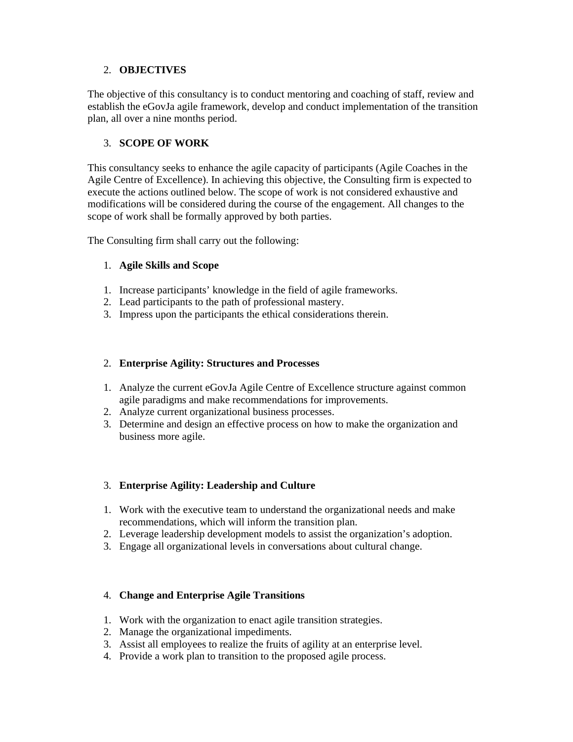## 2. OBJECTIVES

The objective of this consultancy is to conduct mentoring and coaching of staff, review and establish the eGovJa agile framework, develop and conduct implementation of the transition plan, all over a nine months period.

## 3. SCOPE OF WORK

This consultancy seeks to enhance the agile capacity of participants (Agile Coaches in the Agile Centre of Excellence). In achieving this objective, the Consulting firm is expected to execute the actions outlined below. The scope of work is not considered exhaustive and modifications will be considered during the course of the engagement. All changes to the scope of work shall be formally approved by both parties.

The Consulting firm shall carry out the following:

### 1. Agile Skills and Scope

1. Increase participants' knowledge in the field of agile frameworks.
2. Lead participants to the path of professional mastery.
3. Impress upon the participants the ethical considerations therein.

### 2. Enterprise Agility: Structures and Processes

1. Analyze the current eGovJa Agile Centre of Excellence structure against common agile paradigms and make recommendations for improvements.
2. Analyze current organizational business processes.
3. Determine and design an effective process on how to make the organization and business more agile.

### 3. Enterprise Agility: Leadership and Culture

1. Work with the executive team to understand the organizational needs and make recommendations, which will inform the transition plan.
2. Leverage leadership development models to assist the organization's adoption.
3. Engage all organizational levels in conversations about cultural change.

### 4. Change and Enterprise Agile Transitions

1. Work with the organization to enact agile transition strategies.
2. Manage the organizational impediments.
3. Assist all employees to realize the fruits of agility at an enterprise level.
4. Provide a work plan to transition to the proposed agile process.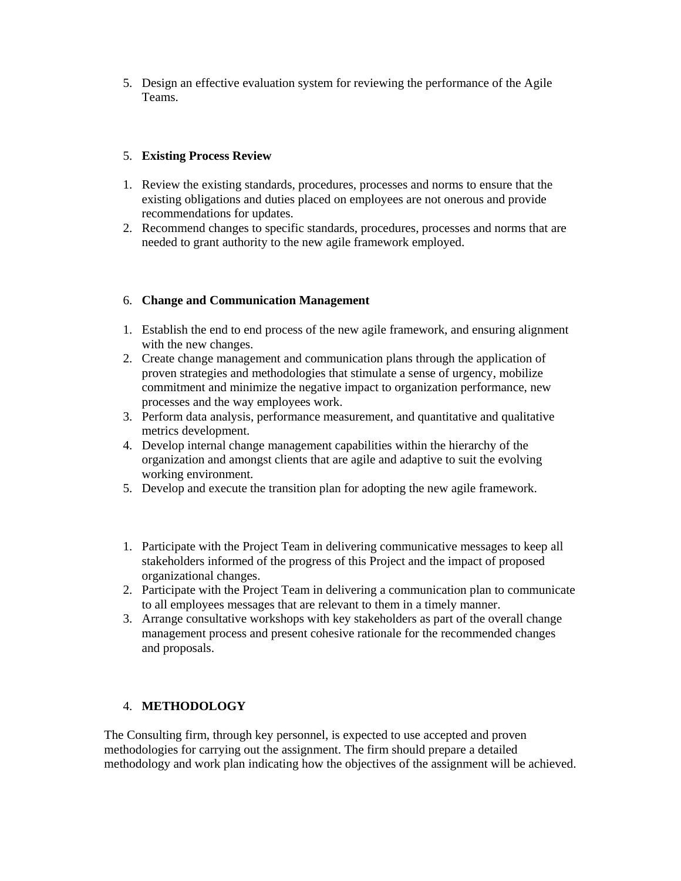5. Design an effective evaluation system for reviewing the performance of the Agile Teams.

5. **Existing Process Review**

1. Review the existing standards, procedures, processes and norms to ensure that the existing obligations and duties placed on employees are not onerous and provide recommendations for updates.
2. Recommend changes to specific standards, procedures, processes and norms that are needed to grant authority to the new agile framework employed.

6. **Change and Communication Management**

1. Establish the end to end process of the new agile framework, and ensuring alignment with the new changes.
2. Create change management and communication plans through the application of proven strategies and methodologies that stimulate a sense of urgency, mobilize commitment and minimize the negative impact to organization performance, new processes and the way employees work.
3. Perform data analysis, performance measurement, and quantitative and qualitative metrics development.
4. Develop internal change management capabilities within the hierarchy of the organization and amongst clients that are agile and adaptive to suit the evolving working environment.
5. Develop and execute the transition plan for adopting the new agile framework.

1. Participate with the Project Team in delivering communicative messages to keep all stakeholders informed of the progress of this Project and the impact of proposed organizational changes.
2. Participate with the Project Team in delivering a communication plan to communicate to all employees messages that are relevant to them in a timely manner.
3. Arrange consultative workshops with key stakeholders as part of the overall change management process and present cohesive rationale for the recommended changes and proposals.

4. **METHODOLOGY**

The Consulting firm, through key personnel, is expected to use accepted and proven methodologies for carrying out the assignment. The firm should prepare a detailed methodology and work plan indicating how the objectives of the assignment will be achieved.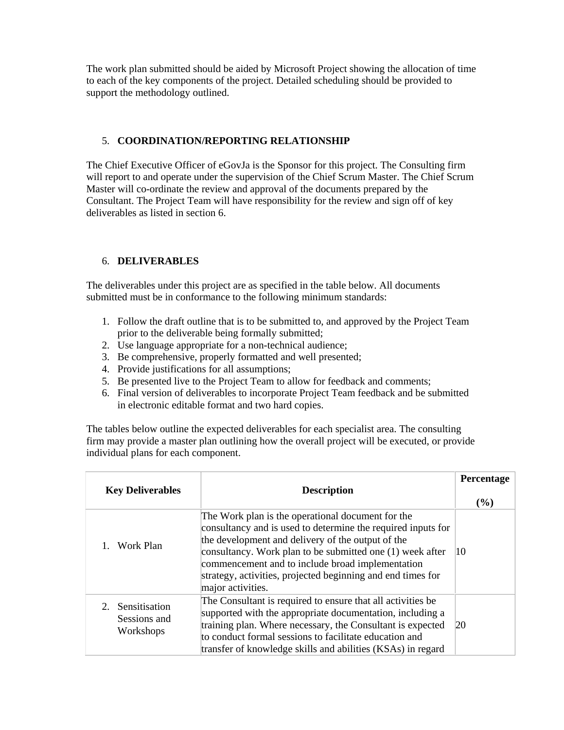The work plan submitted should be aided by Microsoft Project showing the allocation of time to each of the key components of the project. Detailed scheduling should be provided to support the methodology outlined.

## 5. COORDINATION/REPORTING RELATIONSHIP

The Chief Executive Officer of eGovJa is the Sponsor for this project. The Consulting firm will report to and operate under the supervision of the Chief Scrum Master. The Chief Scrum Master will co-ordinate the review and approval of the documents prepared by the Consultant. The Project Team will have responsibility for the review and sign off of key deliverables as listed in section 6.

## 6. DELIVERABLES

The deliverables under this project are as specified in the table below. All documents submitted must be in conformance to the following minimum standards:

1. Follow the draft outline that is to be submitted to, and approved by the Project Team prior to the deliverable being formally submitted;
2. Use language appropriate for a non-technical audience;
3. Be comprehensive, properly formatted and well presented;
4. Provide justifications for all assumptions;
5. Be presented live to the Project Team to allow for feedback and comments;
6. Final version of deliverables to incorporate Project Team feedback and be submitted in electronic editable format and two hard copies.

The tables below outline the expected deliverables for each specialist area. The consulting firm may provide a master plan outlining how the overall project will be executed, or provide individual plans for each component.

| Key Deliverables | Description | Percentage (%) |
|---|---|---|
| 1. Work Plan | The Work plan is the operational document for the consultancy and is used to determine the required inputs for the development and delivery of the output of the consultancy. Work plan to be submitted one (1) week after commencement and to include broad implementation strategy, activities, projected beginning and end times for major activities. | 10 |
| 2. Sensitisation Sessions and Workshops | The Consultant is required to ensure that all activities be supported with the appropriate documentation, including a training plan. Where necessary, the Consultant is expected to conduct formal sessions to facilitate education and transfer of knowledge skills and abilities (KSAs) in regard | 20 |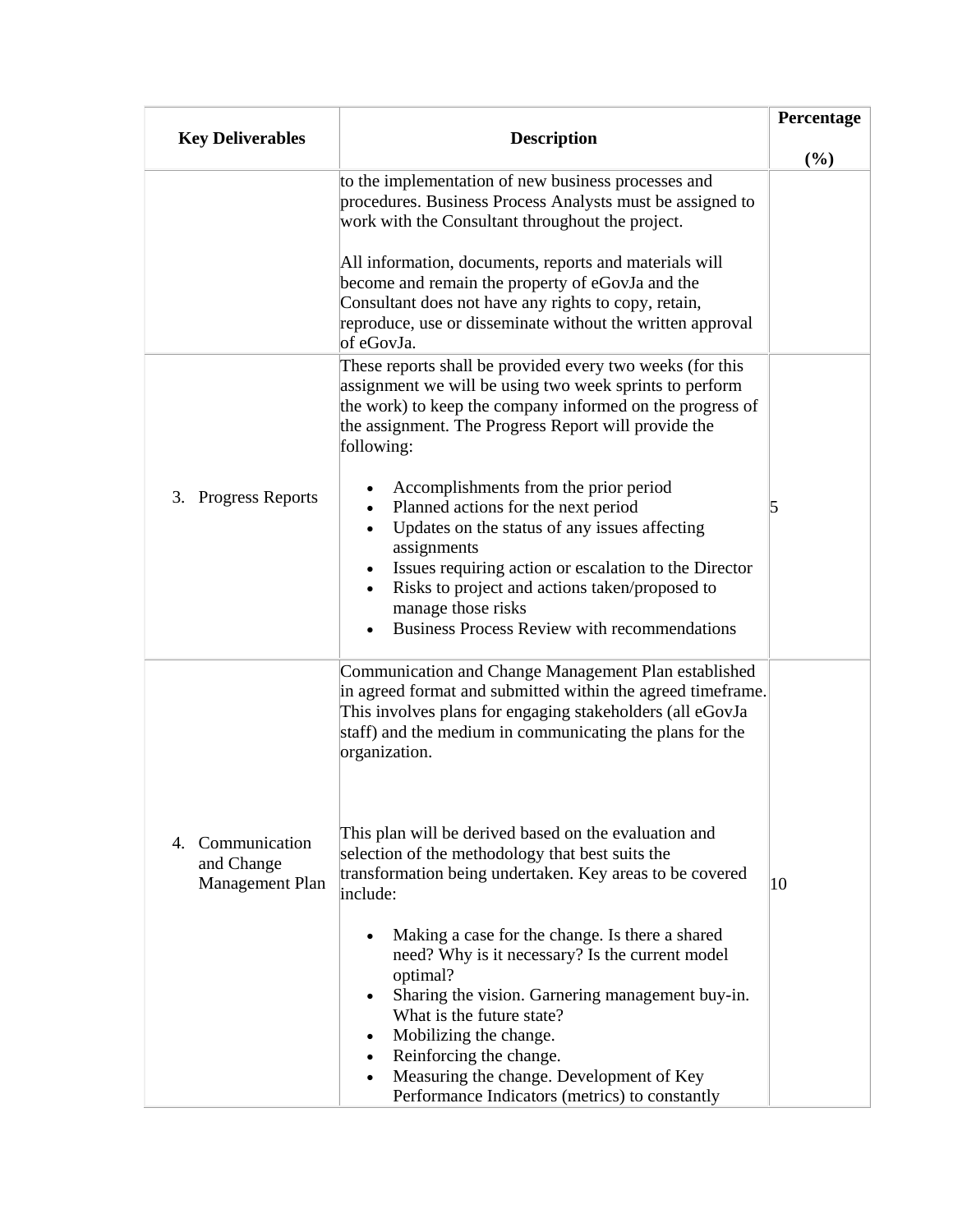| Key Deliverables | Description | Percentage (%) |
| --- | --- | --- |
| | to the implementation of new business processes and procedures. Business Process Analysts must be assigned to work with the Consultant throughout the project.<br><br>All information, documents, reports and materials will become and remain the property of eGovJa and the Consultant does not have any rights to copy, retain, reproduce, use or disseminate without the written approval of eGovJa. | |
| 3. Progress Reports | These reports shall be provided every two weeks (for this assignment we will be using two week sprints to perform the work) to keep the company informed on the progress of the assignment. The Progress Report will provide the following:<br><br>• Accomplishments from the prior period<br>• Planned actions for the next period<br>• Updates on the status of any issues affecting assignments<br>• Issues requiring action or escalation to the Director<br>• Risks to project and actions taken/proposed to manage those risks<br>• Business Process Review with recommendations | 5 |
| 4. Communication and Change Management Plan | Communication and Change Management Plan established in agreed format and submitted within the agreed timeframe. This involves plans for engaging stakeholders (all eGovJa staff) and the medium in communicating the plans for the organization.<br><br>This plan will be derived based on the evaluation and selection of the methodology that best suits the transformation being undertaken. Key areas to be covered include:<br><br>• Making a case for the change. Is there a shared need? Why is it necessary? Is the current model optimal?<br>• Sharing the vision. Garnering management buy-in. What is the future state?<br>• Mobilizing the change.<br>• Reinforcing the change.<br>• Measuring the change. Development of Key Performance Indicators (metrics) to constantly | 10 |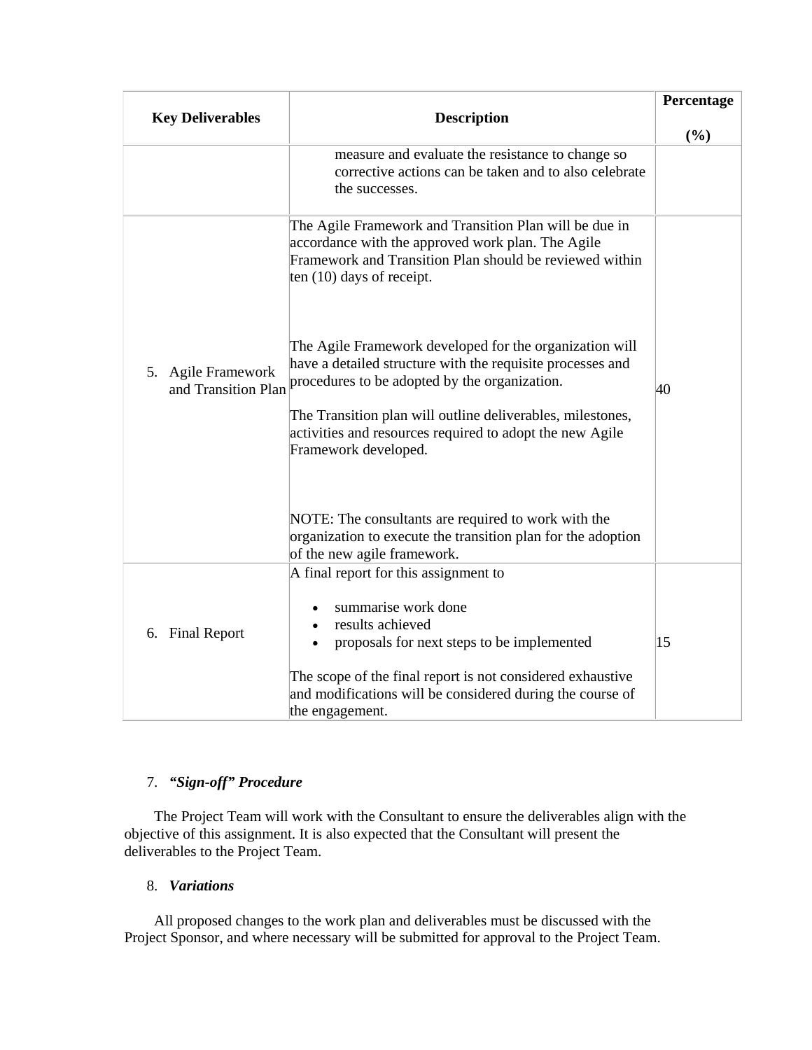| Key Deliverables | Description | Percentage (%) |
| --- | --- | --- |
| | measure and evaluate the resistance to change so corrective actions can be taken and to also celebrate the successes. | |
| 5. Agile Framework and Transition Plan | The Agile Framework and Transition Plan will be due in accordance with the approved work plan. The Agile Framework and Transition Plan should be reviewed within ten (10) days of receipt.<br><br>The Agile Framework developed for the organization will have a detailed structure with the requisite processes and procedures to be adopted by the organization.<br><br>The Transition plan will outline deliverables, milestones, activities and resources required to adopt the new Agile Framework developed.<br><br>NOTE: The consultants are required to work with the organization to execute the transition plan for the adoption of the new agile framework. | 40 |
| 6. Final Report | A final report for this assignment to<br>• summarise work done<br>• results achieved<br>• proposals for next steps to be implemented<br><br>The scope of the final report is not considered exhaustive and modifications will be considered during the course of the engagement. | 15 |

7. ***"Sign-off" Procedure***

The Project Team will work with the Consultant to ensure the deliverables align with the objective of this assignment. It is also expected that the Consultant will present the deliverables to the Project Team.

8. ***Variations***

All proposed changes to the work plan and deliverables must be discussed with the Project Sponsor, and where necessary will be submitted for approval to the Project Team.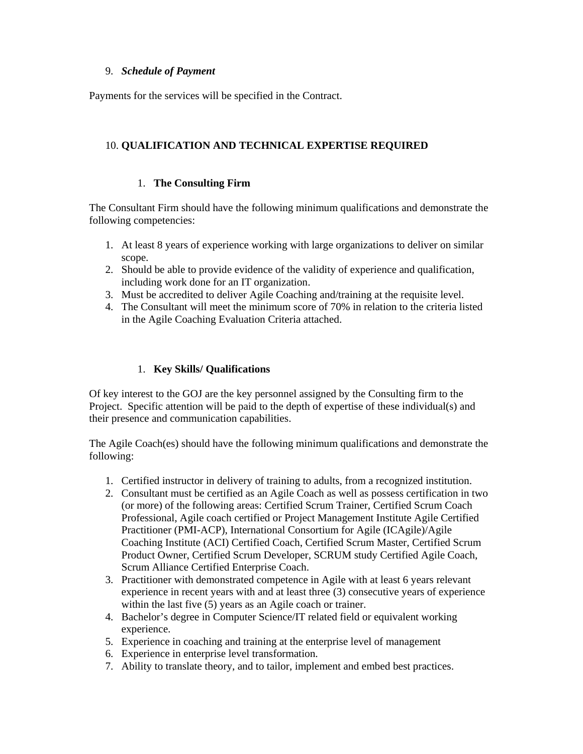9. ***Schedule of Payment***

Payments for the services will be specified in the Contract.

10. **QUALIFICATION AND TECHNICAL EXPERTISE REQUIRED**

1. **The Consulting Firm**

The Consultant Firm should have the following minimum qualifications and demonstrate the following competencies:

1. At least 8 years of experience working with large organizations to deliver on similar scope.
2. Should be able to provide evidence of the validity of experience and qualification, including work done for an IT organization.
3. Must be accredited to deliver Agile Coaching and/training at the requisite level.
4. The Consultant will meet the minimum score of 70% in relation to the criteria listed in the Agile Coaching Evaluation Criteria attached.

1. **Key Skills/ Qualifications**

Of key interest to the GOJ are the key personnel assigned by the Consulting firm to the Project. Specific attention will be paid to the depth of expertise of these individual(s) and their presence and communication capabilities.

The Agile Coach(es) should have the following minimum qualifications and demonstrate the following:

1. Certified instructor in delivery of training to adults, from a recognized institution.
2. Consultant must be certified as an Agile Coach as well as possess certification in two (or more) of the following areas: Certified Scrum Trainer, Certified Scrum Coach Professional, Agile coach certified or Project Management Institute Agile Certified Practitioner (PMI-ACP), International Consortium for Agile (ICAgile)/Agile Coaching Institute (ACI) Certified Coach, Certified Scrum Master, Certified Scrum Product Owner, Certified Scrum Developer, SCRUM study Certified Agile Coach, Scrum Alliance Certified Enterprise Coach.
3. Practitioner with demonstrated competence in Agile with at least 6 years relevant experience in recent years with and at least three (3) consecutive years of experience within the last five (5) years as an Agile coach or trainer.
4. Bachelor's degree in Computer Science/IT related field or equivalent working experience.
5. Experience in coaching and training at the enterprise level of management
6. Experience in enterprise level transformation.
7. Ability to translate theory, and to tailor, implement and embed best practices.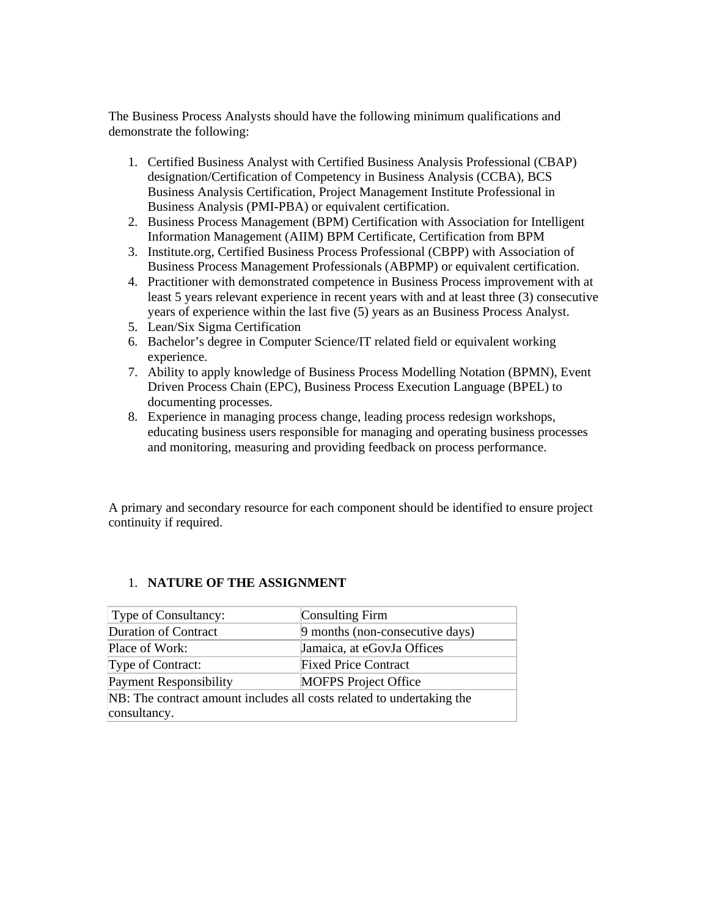The Business Process Analysts should have the following minimum qualifications and demonstrate the following:

1. Certified Business Analyst with Certified Business Analysis Professional (CBAP) designation/Certification of Competency in Business Analysis (CCBA), BCS Business Analysis Certification, Project Management Institute Professional in Business Analysis (PMI-PBA) or equivalent certification.
2. Business Process Management (BPM) Certification with Association for Intelligent Information Management (AIIM) BPM Certificate, Certification from BPM
3. Institute.org, Certified Business Process Professional (CBPP) with Association of Business Process Management Professionals (ABPMP) or equivalent certification.
4. Practitioner with demonstrated competence in Business Process improvement with at least 5 years relevant experience in recent years with and at least three (3) consecutive years of experience within the last five (5) years as an Business Process Analyst.
5. Lean/Six Sigma Certification
6. Bachelor's degree in Computer Science/IT related field or equivalent working experience.
7. Ability to apply knowledge of Business Process Modelling Notation (BPMN), Event Driven Process Chain (EPC), Business Process Execution Language (BPEL) to documenting processes.
8. Experience in managing process change, leading process redesign workshops, educating business users responsible for managing and operating business processes and monitoring, measuring and providing feedback on process performance.

A primary and secondary resource for each component should be identified to ensure project continuity if required.

1. **NATURE OF THE ASSIGNMENT**

| Type of Consultancy: | Consulting Firm |
|---|---|
| Duration of Contract | 9 months (non-consecutive days) |
| Place of Work: | Jamaica, at eGovJa Offices |
| Type of Contract: | Fixed Price Contract |
| Payment Responsibility | MOFPS Project Office |
| NB: The contract amount includes all costs related to undertaking the consultancy. | |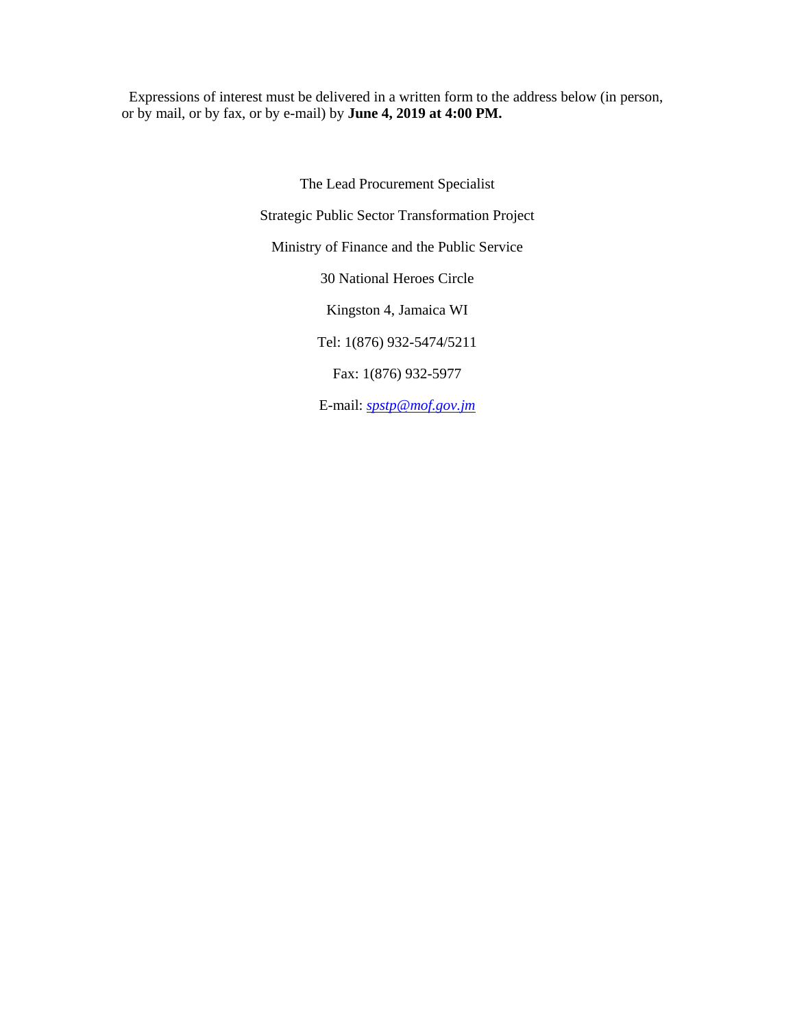Expressions of interest must be delivered in a written form to the address below (in person, or by mail, or by fax, or by e-mail) by **June 4, 2019 at 4:00 PM.**

The Lead Procurement Specialist

Strategic Public Sector Transformation Project

Ministry of Finance and the Public Service

30 National Heroes Circle

Kingston 4, Jamaica WI

Tel: 1(876) 932-5474/5211

Fax: 1(876) 932-5977

E-mail: *spstp@mof.gov.jm*